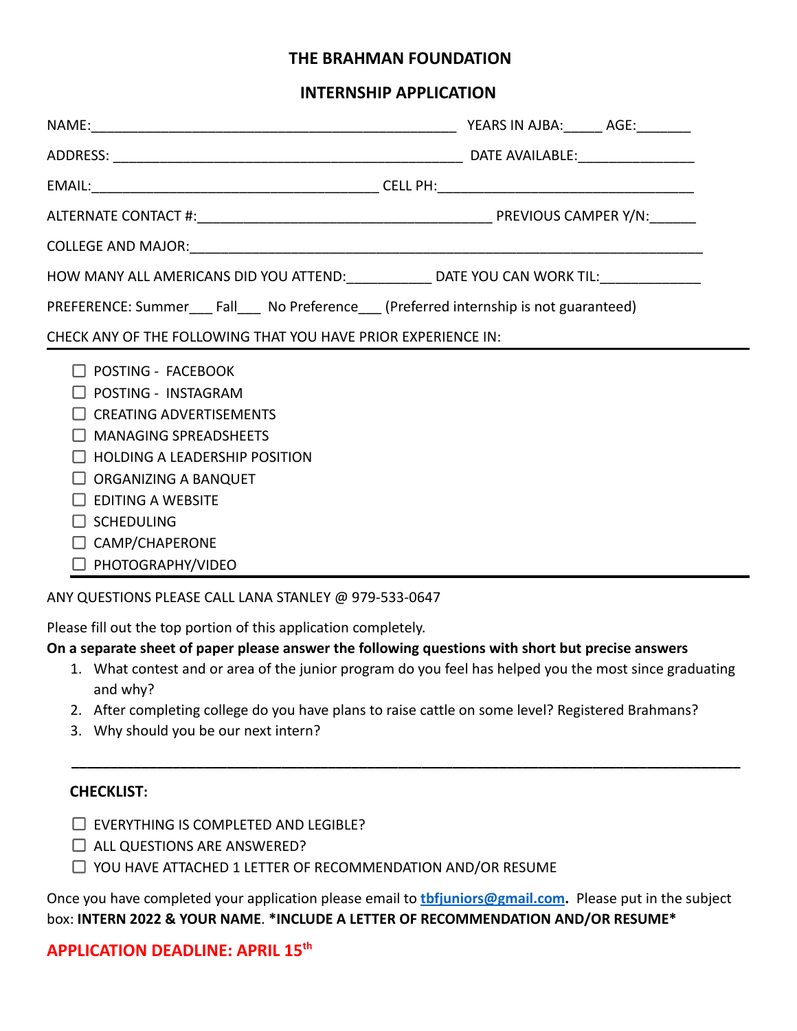# THE BRAHMAN FOUNDATION

## INTERNSHIP APPLICATION

NAME:_______________________________________________ YEARS IN AJBA:_____ AGE:_______

ADDRESS: ______________________________________________ DATE AVAILABLE:_______________

EMAIL:_____________________________________ CELL PH:_________________________________

ALTERNATE CONTACT #:______________________________________ PREVIOUS CAMPER Y/N:______

COLLEGE AND MAJOR:____________________________________________________________________

HOW MANY ALL AMERICANS DID YOU ATTEND:___________ DATE YOU CAN WORK TIL:_____________

PREFERENCE: Summer___ Fall___ No Preference___ (Preferred internship is not guaranteed)

CHECK ANY OF THE FOLLOWING THAT YOU HAVE PRIOR EXPERIENCE IN:

---

- ☐ POSTING - FACEBOOK
- ☐ POSTING - INSTAGRAM
- ☐ CREATING ADVERTISEMENTS
- ☐ MANAGING SPREADSHEETS
- ☐ HOLDING A LEADERSHIP POSITION
- ☐ ORGANIZING A BANQUET
- ☐ EDITING A WEBSITE
- ☐ SCHEDULING
- ☐ CAMP/CHAPERONE
- ☐ PHOTOGRAPHY/VIDEO

---

ANY QUESTIONS PLEASE CALL LANA STANLEY @ 979-533-0647

Please fill out the top portion of this application completely.

**On a separate sheet of paper please answer the following questions with short but precise answers**

1. What contest and or area of the junior program do you feel has helped you the most since graduating and why?
2. After completing college do you have plans to raise cattle on some level? Registered Brahmans?
3. Why should you be our next intern?

---

**CHECKLIST:**

- ☐ EVERYTHING IS COMPLETED AND LEGIBLE?
- ☐ ALL QUESTIONS ARE ANSWERED?
- ☐ YOU HAVE ATTACHED 1 LETTER OF RECOMMENDATION AND/OR RESUME

Once you have completed your application please email to **tbfjuniors@gmail.com.** Please put in the subject box: **INTERN 2022 & YOUR NAME**. **\*INCLUDE A LETTER OF RECOMMENDATION AND/OR RESUME\***

**APPLICATION DEADLINE: APRIL 15th**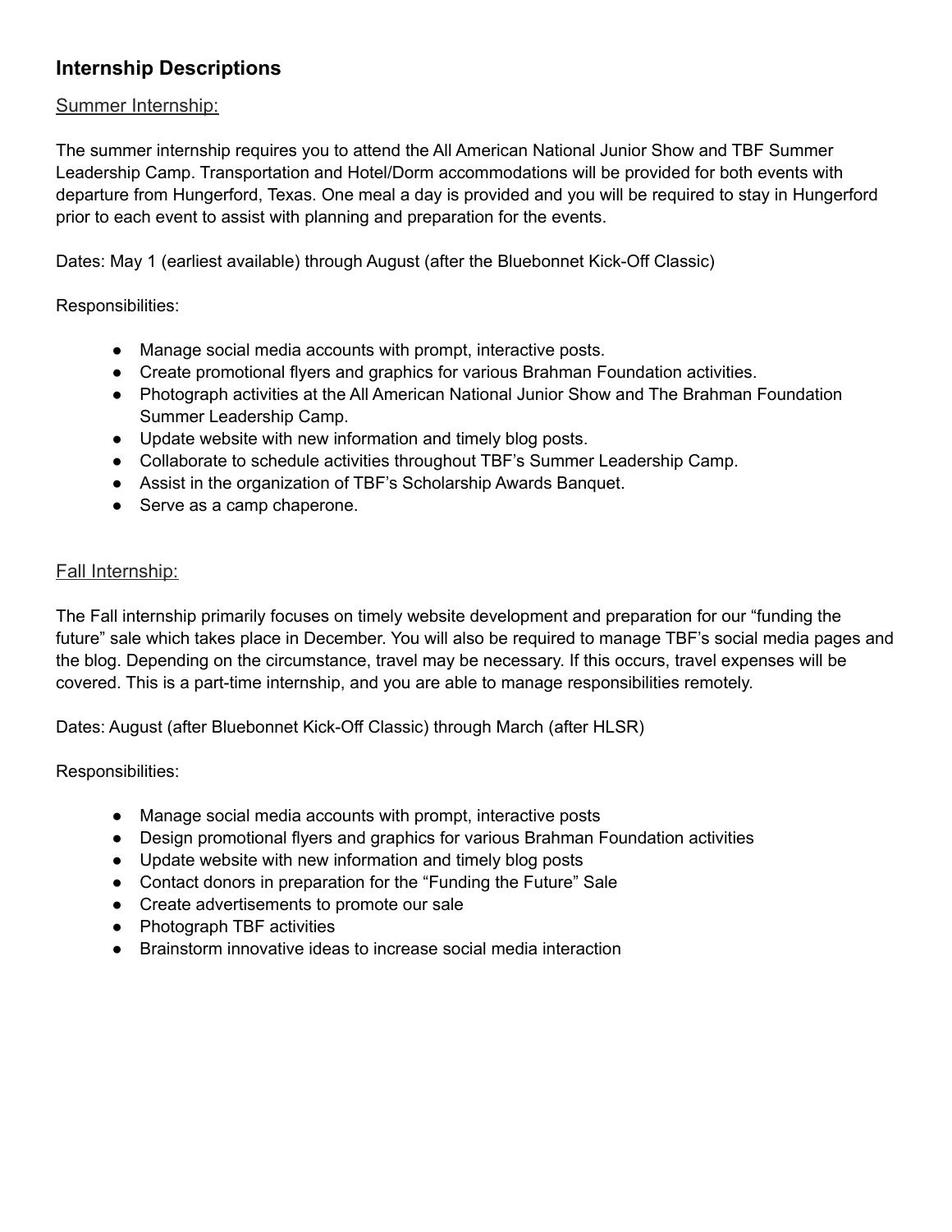## Internship Descriptions

### Summer Internship:

The summer internship requires you to attend the All American National Junior Show and TBF Summer Leadership Camp. Transportation and Hotel/Dorm accommodations will be provided for both events with departure from Hungerford, Texas. One meal a day is provided and you will be required to stay in Hungerford prior to each event to assist with planning and preparation for the events.

Dates: May 1 (earliest available) through August (after the Bluebonnet Kick-Off Classic)

Responsibilities:

- Manage social media accounts with prompt, interactive posts.
- Create promotional flyers and graphics for various Brahman Foundation activities.
- Photograph activities at the All American National Junior Show and The Brahman Foundation Summer Leadership Camp.
- Update website with new information and timely blog posts.
- Collaborate to schedule activities throughout TBF's Summer Leadership Camp.
- Assist in the organization of TBF's Scholarship Awards Banquet.
- Serve as a camp chaperone.

### Fall Internship:

The Fall internship primarily focuses on timely website development and preparation for our "funding the future" sale which takes place in December. You will also be required to manage TBF's social media pages and the blog. Depending on the circumstance, travel may be necessary. If this occurs, travel expenses will be covered. This is a part-time internship, and you are able to manage responsibilities remotely.

Dates: August (after Bluebonnet Kick-Off Classic) through March (after HLSR)

Responsibilities:

- Manage social media accounts with prompt, interactive posts
- Design promotional flyers and graphics for various Brahman Foundation activities
- Update website with new information and timely blog posts
- Contact donors in preparation for the "Funding the Future" Sale
- Create advertisements to promote our sale
- Photograph TBF activities
- Brainstorm innovative ideas to increase social media interaction